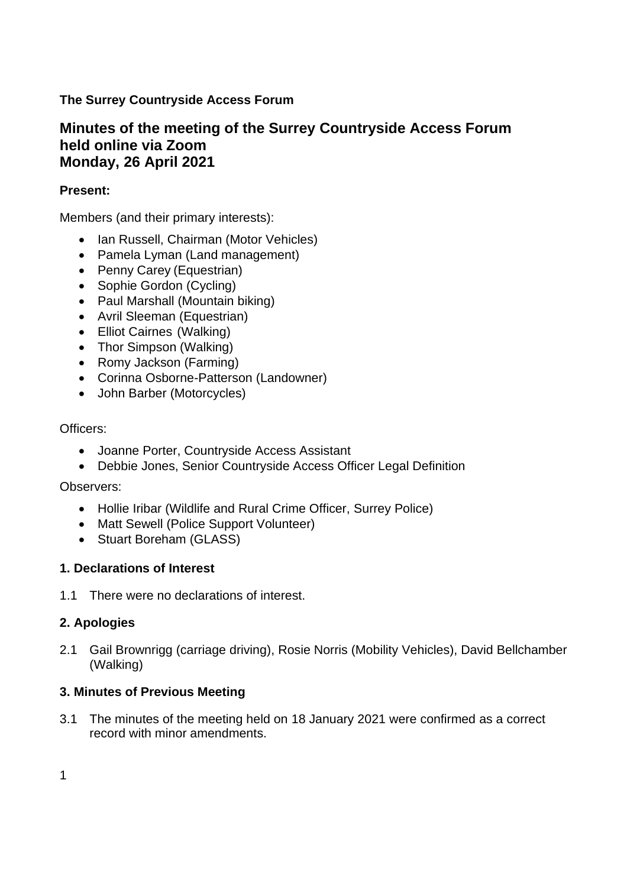**The Surrey Countryside Access Forum**

## Minutes of the meeting of the Surrey Countryside Access Forum held online via Zoom Monday, 26 April 2021

**Present:**

Members (and their primary interests):

- Ian Russell, Chairman (Motor Vehicles)
- Pamela Lyman (Land management)
- Penny Carey (Equestrian)
- Sophie Gordon (Cycling)
- Paul Marshall (Mountain biking)
- Avril Sleeman (Equestrian)
- Elliot Cairnes (Walking)
- Thor Simpson (Walking)
- Romy Jackson (Farming)
- Corinna Osborne-Patterson (Landowner)
- John Barber (Motorcycles)

Officers:

- Joanne Porter, Countryside Access Assistant
- Debbie Jones, Senior Countryside Access Officer Legal Definition

Observers:

- Hollie Iribar (Wildlife and Rural Crime Officer, Surrey Police)
- Matt Sewell (Police Support Volunteer)
- Stuart Boreham (GLASS)

**1. Declarations of Interest**

1.1 There were no declarations of interest.

**2. Apologies**

2.1 Gail Brownrigg (carriage driving), Rosie Norris (Mobility Vehicles), David Bellchamber (Walking)

**3. Minutes of Previous Meeting**

3.1 The minutes of the meeting held on 18 January 2021 were confirmed as a correct record with minor amendments.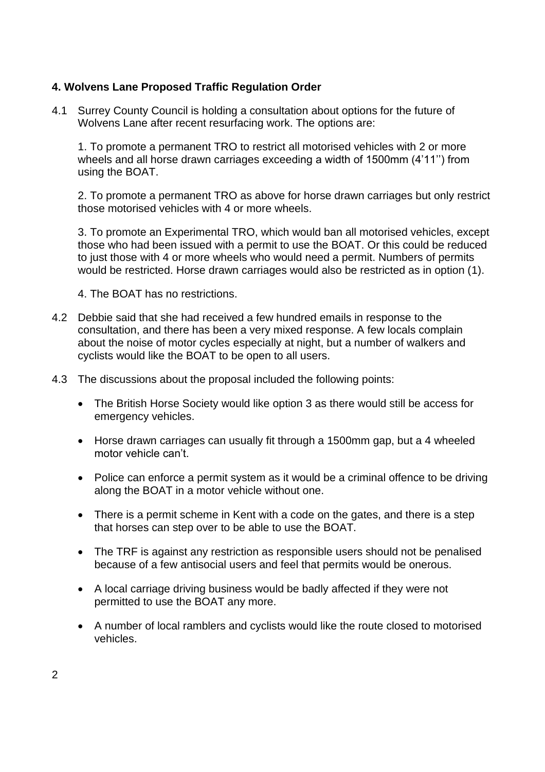**4. Wolvens Lane Proposed Traffic Regulation Order**

4.1 Surrey County Council is holding a consultation about options for the future of Wolvens Lane after recent resurfacing work. The options are:

1. To promote a permanent TRO to restrict all motorised vehicles with 2 or more wheels and all horse drawn carriages exceeding a width of 1500mm (4'11'') from using the BOAT.

2. To promote a permanent TRO as above for horse drawn carriages but only restrict those motorised vehicles with 4 or more wheels.

3. To promote an Experimental TRO, which would ban all motorised vehicles, except those who had been issued with a permit to use the BOAT. Or this could be reduced to just those with 4 or more wheels who would need a permit. Numbers of permits would be restricted. Horse drawn carriages would also be restricted as in option (1).

4. The BOAT has no restrictions.

4.2 Debbie said that she had received a few hundred emails in response to the consultation, and there has been a very mixed response. A few locals complain about the noise of motor cycles especially at night, but a number of walkers and cyclists would like the BOAT to be open to all users.

4.3 The discussions about the proposal included the following points:

- The British Horse Society would like option 3 as there would still be access for emergency vehicles.
- Horse drawn carriages can usually fit through a 1500mm gap, but a 4 wheeled motor vehicle can't.
- Police can enforce a permit system as it would be a criminal offence to be driving along the BOAT in a motor vehicle without one.
- There is a permit scheme in Kent with a code on the gates, and there is a step that horses can step over to be able to use the BOAT.
- The TRF is against any restriction as responsible users should not be penalised because of a few antisocial users and feel that permits would be onerous.
- A local carriage driving business would be badly affected if they were not permitted to use the BOAT any more.
- A number of local ramblers and cyclists would like the route closed to motorised vehicles.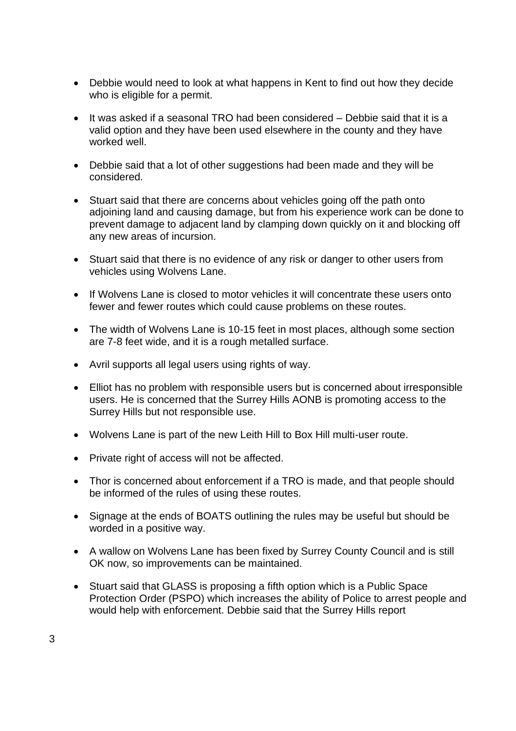- Debbie would need to look at what happens in Kent to find out how they decide who is eligible for a permit.

- It was asked if a seasonal TRO had been considered – Debbie said that it is a valid option and they have been used elsewhere in the county and they have worked well.

- Debbie said that a lot of other suggestions had been made and they will be considered.

- Stuart said that there are concerns about vehicles going off the path onto adjoining land and causing damage, but from his experience work can be done to prevent damage to adjacent land by clamping down quickly on it and blocking off any new areas of incursion.

- Stuart said that there is no evidence of any risk or danger to other users from vehicles using Wolvens Lane.

- If Wolvens Lane is closed to motor vehicles it will concentrate these users onto fewer and fewer routes which could cause problems on these routes.

- The width of Wolvens Lane is 10-15 feet in most places, although some section are 7-8 feet wide, and it is a rough metalled surface.

- Avril supports all legal users using rights of way.

- Elliot has no problem with responsible users but is concerned about irresponsible users. He is concerned that the Surrey Hills AONB is promoting access to the Surrey Hills but not responsible use.

- Wolvens Lane is part of the new Leith Hill to Box Hill multi-user route.

- Private right of access will not be affected.

- Thor is concerned about enforcement if a TRO is made, and that people should be informed of the rules of using these routes.

- Signage at the ends of BOATS outlining the rules may be useful but should be worded in a positive way.

- A wallow on Wolvens Lane has been fixed by Surrey County Council and is still OK now, so improvements can be maintained.

- Stuart said that GLASS is proposing a fifth option which is a Public Space Protection Order (PSPO) which increases the ability of Police to arrest people and would help with enforcement. Debbie said that the Surrey Hills report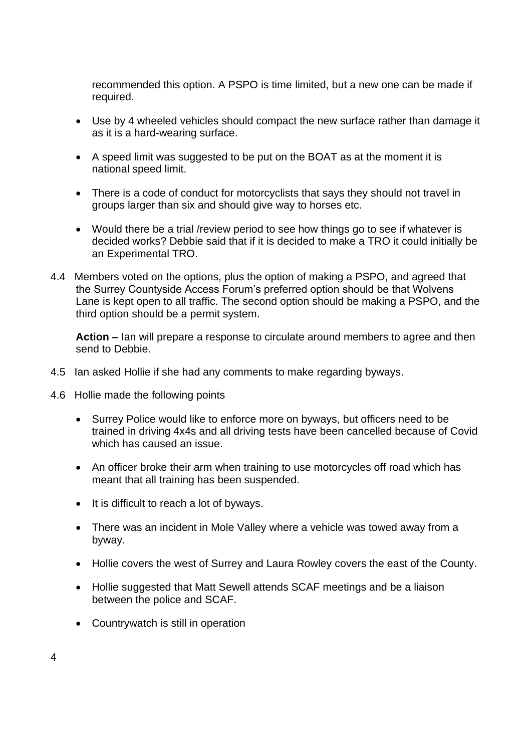recommended this option. A PSPO is time limited, but a new one can be made if required.

- Use by 4 wheeled vehicles should compact the new surface rather than damage it as it is a hard-wearing surface.
- A speed limit was suggested to be put on the BOAT as at the moment it is national speed limit.
- There is a code of conduct for motorcyclists that says they should not travel in groups larger than six and should give way to horses etc.
- Would there be a trial /review period to see how things go to see if whatever is decided works? Debbie said that if it is decided to make a TRO it could initially be an Experimental TRO.

4.4 Members voted on the options, plus the option of making a PSPO, and agreed that the Surrey Countyside Access Forum's preferred option should be that Wolvens Lane is kept open to all traffic. The second option should be making a PSPO, and the third option should be a permit system.

**Action –** Ian will prepare a response to circulate around members to agree and then send to Debbie.

4.5 Ian asked Hollie if she had any comments to make regarding byways.

4.6 Hollie made the following points

- Surrey Police would like to enforce more on byways, but officers need to be trained in driving 4x4s and all driving tests have been cancelled because of Covid which has caused an issue.
- An officer broke their arm when training to use motorcycles off road which has meant that all training has been suspended.
- It is difficult to reach a lot of byways.
- There was an incident in Mole Valley where a vehicle was towed away from a byway.
- Hollie covers the west of Surrey and Laura Rowley covers the east of the County.
- Hollie suggested that Matt Sewell attends SCAF meetings and be a liaison between the police and SCAF.
- Countrywatch is still in operation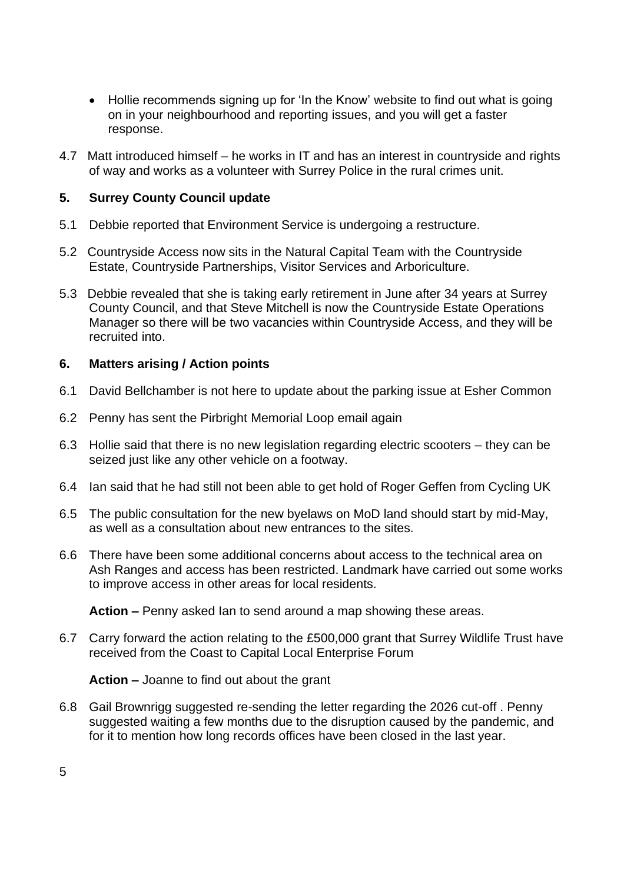- Hollie recommends signing up for 'In the Know' website to find out what is going on in your neighbourhood and reporting issues, and you will get a faster response.

4.7 Matt introduced himself – he works in IT and has an interest in countryside and rights of way and works as a volunteer with Surrey Police in the rural crimes unit.

## 5. Surrey County Council update

5.1 Debbie reported that Environment Service is undergoing a restructure.

5.2 Countryside Access now sits in the Natural Capital Team with the Countryside Estate, Countryside Partnerships, Visitor Services and Arboriculture.

5.3 Debbie revealed that she is taking early retirement in June after 34 years at Surrey County Council, and that Steve Mitchell is now the Countryside Estate Operations Manager so there will be two vacancies within Countryside Access, and they will be recruited into.

## 6. Matters arising / Action points

6.1 David Bellchamber is not here to update about the parking issue at Esher Common

6.2 Penny has sent the Pirbright Memorial Loop email again

6.3 Hollie said that there is no new legislation regarding electric scooters – they can be seized just like any other vehicle on a footway.

6.4 Ian said that he had still not been able to get hold of Roger Geffen from Cycling UK

6.5 The public consultation for the new byelaws on MoD land should start by mid-May, as well as a consultation about new entrances to the sites.

6.6 There have been some additional concerns about access to the technical area on Ash Ranges and access has been restricted. Landmark have carried out some works to improve access in other areas for local residents.

**Action –** Penny asked Ian to send around a map showing these areas.

6.7 Carry forward the action relating to the £500,000 grant that Surrey Wildlife Trust have received from the Coast to Capital Local Enterprise Forum

**Action –** Joanne to find out about the grant

6.8 Gail Brownrigg suggested re-sending the letter regarding the 2026 cut-off . Penny suggested waiting a few months due to the disruption caused by the pandemic, and for it to mention how long records offices have been closed in the last year.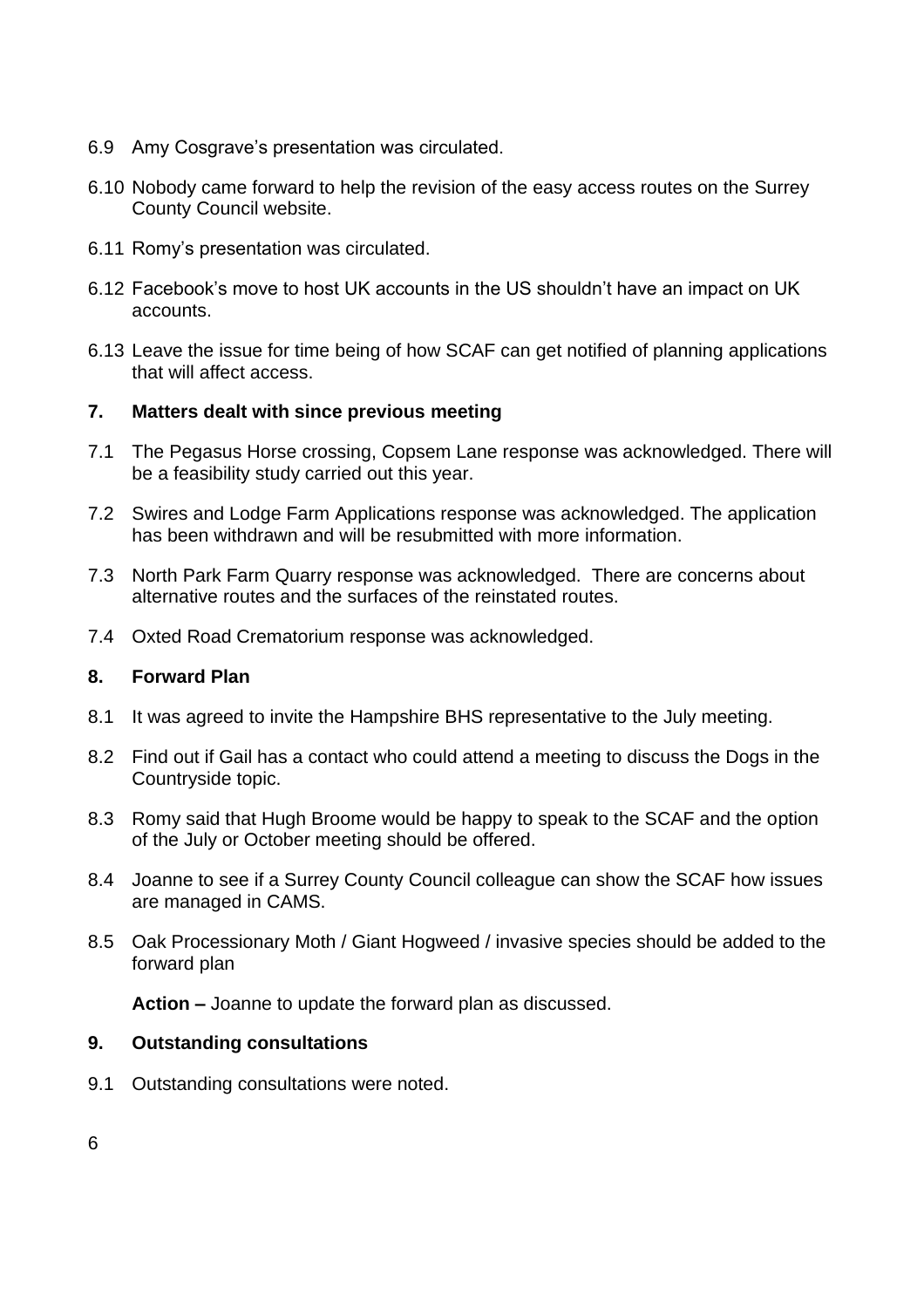6.9 Amy Cosgrave's presentation was circulated.

6.10 Nobody came forward to help the revision of the easy access routes on the Surrey County Council website.

6.11 Romy's presentation was circulated.

6.12 Facebook's move to host UK accounts in the US shouldn't have an impact on UK accounts.

6.13 Leave the issue for time being of how SCAF can get notified of planning applications that will affect access.

## 7. Matters dealt with since previous meeting

7.1 The Pegasus Horse crossing, Copsem Lane response was acknowledged. There will be a feasibility study carried out this year.

7.2 Swires and Lodge Farm Applications response was acknowledged. The application has been withdrawn and will be resubmitted with more information.

7.3 North Park Farm Quarry response was acknowledged. There are concerns about alternative routes and the surfaces of the reinstated routes.

7.4 Oxted Road Crematorium response was acknowledged.

## 8. Forward Plan

8.1 It was agreed to invite the Hampshire BHS representative to the July meeting.

8.2 Find out if Gail has a contact who could attend a meeting to discuss the Dogs in the Countryside topic.

8.3 Romy said that Hugh Broome would be happy to speak to the SCAF and the option of the July or October meeting should be offered.

8.4 Joanne to see if a Surrey County Council colleague can show the SCAF how issues are managed in CAMS.

8.5 Oak Processionary Moth / Giant Hogweed / invasive species should be added to the forward plan

**Action –** Joanne to update the forward plan as discussed.

## 9. Outstanding consultations

9.1 Outstanding consultations were noted.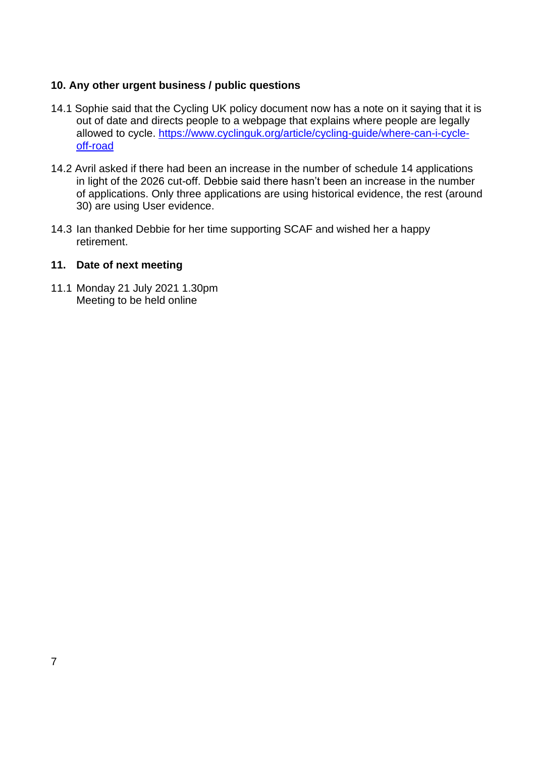**10. Any other urgent business / public questions**

14.1 Sophie said that the Cycling UK policy document now has a note on it saying that it is out of date and directs people to a webpage that explains where people are legally allowed to cycle. [https://www.cyclinguk.org/article/cycling-guide/where-can-i-cycle-off-road](https://www.cyclinguk.org/article/cycling-guide/where-can-i-cycle-off-road)

14.2 Avril asked if there had been an increase in the number of schedule 14 applications in light of the 2026 cut-off. Debbie said there hasn't been an increase in the number of applications. Only three applications are using historical evidence, the rest (around 30) are using User evidence.

14.3 Ian thanked Debbie for her time supporting SCAF and wished her a happy retirement.

**11. Date of next meeting**

11.1 Monday 21 July 2021 1.30pm
Meeting to be held online